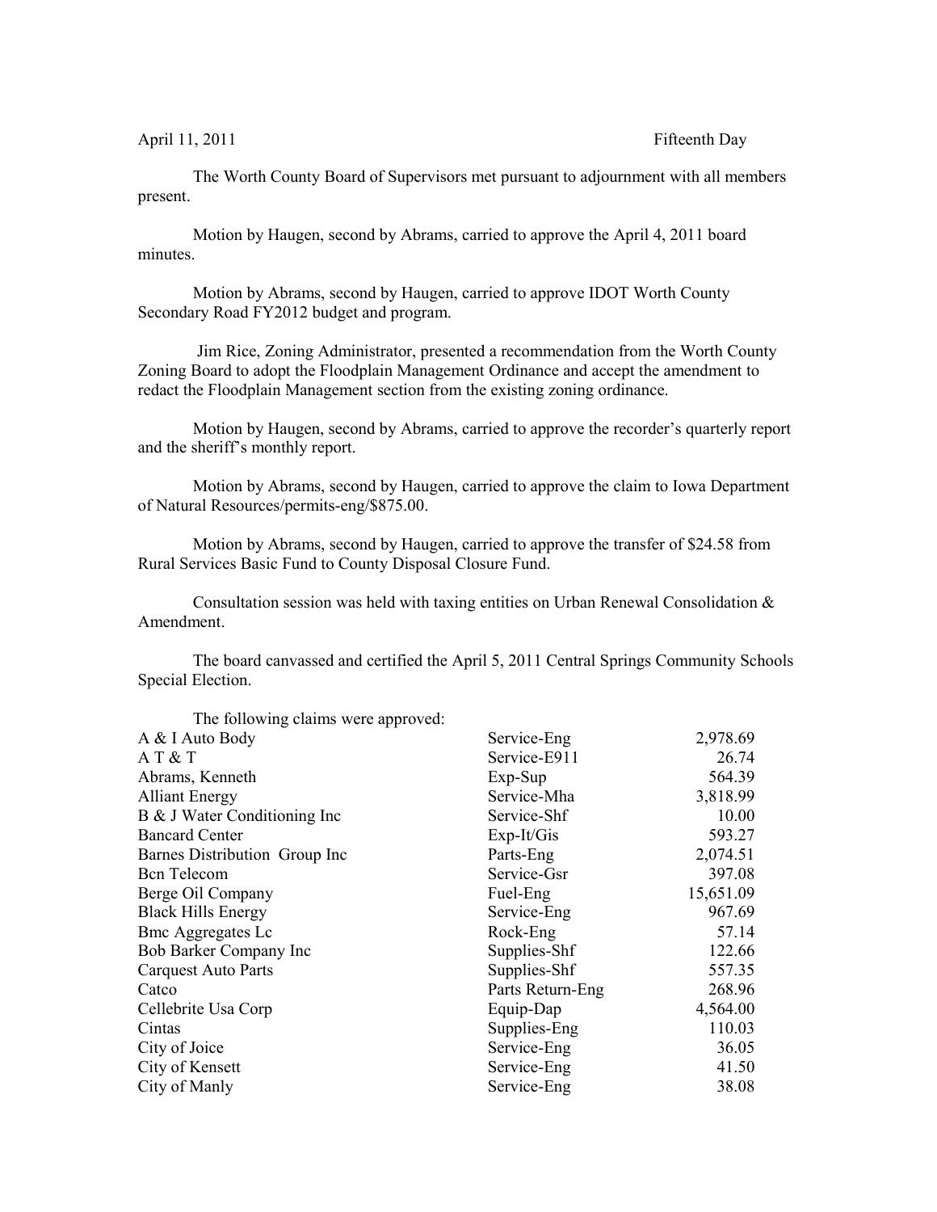April 11, 2011 Fifteenth Day

The Worth County Board of Supervisors met pursuant to adjournment with all members present.

Motion by Haugen, second by Abrams, carried to approve the April 4, 2011 board minutes.

Motion by Abrams, second by Haugen, carried to approve IDOT Worth County Secondary Road FY2012 budget and program.

Jim Rice, Zoning Administrator, presented a recommendation from the Worth County Zoning Board to adopt the Floodplain Management Ordinance and accept the amendment to redact the Floodplain Management section from the existing zoning ordinance.

Motion by Haugen, second by Abrams, carried to approve the recorder's quarterly report and the sheriff's monthly report.

Motion by Abrams, second by Haugen, carried to approve the claim to Iowa Department of Natural Resources/permits-eng/$875.00.

Motion by Abrams, second by Haugen, carried to approve the transfer of $24.58 from Rural Services Basic Fund to County Disposal Closure Fund.

Consultation session was held with taxing entities on Urban Renewal Consolidation & Amendment.

The board canvassed and certified the April 5, 2011 Central Springs Community Schools Special Election.

The following claims were approved:

| | | |
|---|---|---|
| A & I Auto Body | Service-Eng | 2,978.69 |
| A T & T | Service-E911 | 26.74 |
| Abrams, Kenneth | Exp-Sup | 564.39 |
| Alliant Energy | Service-Mha | 3,818.99 |
| B & J Water Conditioning Inc | Service-Shf | 10.00 |
| Bancard Center | Exp-It/Gis | 593.27 |
| Barnes Distribution Group Inc | Parts-Eng | 2,074.51 |
| Bcn Telecom | Service-Gsr | 397.08 |
| Berge Oil Company | Fuel-Eng | 15,651.09 |
| Black Hills Energy | Service-Eng | 967.69 |
| Bmc Aggregates Lc | Rock-Eng | 57.14 |
| Bob Barker Company Inc | Supplies-Shf | 122.66 |
| Carquest Auto Parts | Supplies-Shf | 557.35 |
| Catco | Parts Return-Eng | 268.96 |
| Cellebrite Usa Corp | Equip-Dap | 4,564.00 |
| Cintas | Supplies-Eng | 110.03 |
| City of Joice | Service-Eng | 36.05 |
| City of Kensett | Service-Eng | 41.50 |
| City of Manly | Service-Eng | 38.08 |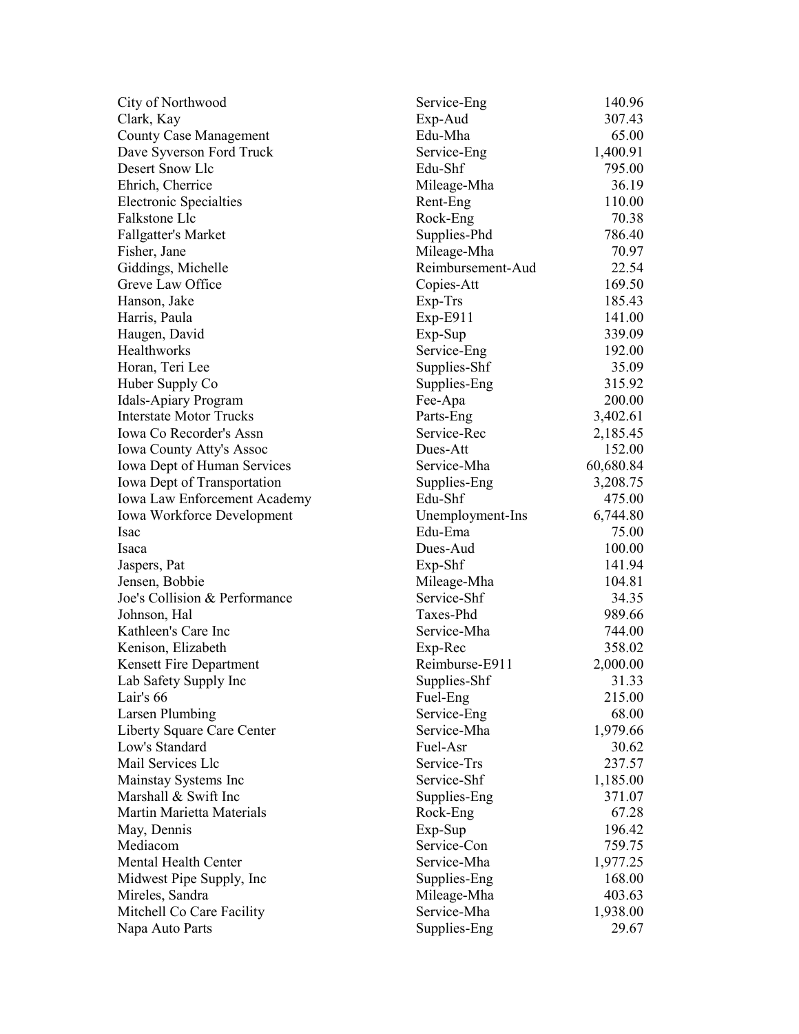| | | |
|---|---|---:|
| City of Northwood | Service-Eng | 140.96 |
| Clark, Kay | Exp-Aud | 307.43 |
| County Case Management | Edu-Mha | 65.00 |
| Dave Syverson Ford Truck | Service-Eng | 1,400.91 |
| Desert Snow Llc | Edu-Shf | 795.00 |
| Ehrich, Cherrice | Mileage-Mha | 36.19 |
| Electronic Specialties | Rent-Eng | 110.00 |
| Falkstone Llc | Rock-Eng | 70.38 |
| Fallgatter's Market | Supplies-Phd | 786.40 |
| Fisher, Jane | Mileage-Mha | 70.97 |
| Giddings, Michelle | Reimbursement-Aud | 22.54 |
| Greve Law Office | Copies-Att | 169.50 |
| Hanson, Jake | Exp-Trs | 185.43 |
| Harris, Paula | Exp-E911 | 141.00 |
| Haugen, David | Exp-Sup | 339.09 |
| Healthworks | Service-Eng | 192.00 |
| Horan, Teri Lee | Supplies-Shf | 35.09 |
| Huber Supply Co | Supplies-Eng | 315.92 |
| Idals-Apiary Program | Fee-Apa | 200.00 |
| Interstate Motor Trucks | Parts-Eng | 3,402.61 |
| Iowa Co Recorder's Assn | Service-Rec | 2,185.45 |
| Iowa County Atty's Assoc | Dues-Att | 152.00 |
| Iowa Dept of Human Services | Service-Mha | 60,680.84 |
| Iowa Dept of Transportation | Supplies-Eng | 3,208.75 |
| Iowa Law Enforcement Academy | Edu-Shf | 475.00 |
| Iowa Workforce Development | Unemployment-Ins | 6,744.80 |
| Isac | Edu-Ema | 75.00 |
| Isaca | Dues-Aud | 100.00 |
| Jaspers, Pat | Exp-Shf | 141.94 |
| Jensen, Bobbie | Mileage-Mha | 104.81 |
| Joe's Collision & Performance | Service-Shf | 34.35 |
| Johnson, Hal | Taxes-Phd | 989.66 |
| Kathleen's Care Inc | Service-Mha | 744.00 |
| Kenison, Elizabeth | Exp-Rec | 358.02 |
| Kensett Fire Department | Reimburse-E911 | 2,000.00 |
| Lab Safety Supply Inc | Supplies-Shf | 31.33 |
| Lair's 66 | Fuel-Eng | 215.00 |
| Larsen Plumbing | Service-Eng | 68.00 |
| Liberty Square Care Center | Service-Mha | 1,979.66 |
| Low's Standard | Fuel-Asr | 30.62 |
| Mail Services Llc | Service-Trs | 237.57 |
| Mainstay Systems Inc | Service-Shf | 1,185.00 |
| Marshall & Swift Inc | Supplies-Eng | 371.07 |
| Martin Marietta Materials | Rock-Eng | 67.28 |
| May, Dennis | Exp-Sup | 196.42 |
| Mediacom | Service-Con | 759.75 |
| Mental Health Center | Service-Mha | 1,977.25 |
| Midwest Pipe Supply, Inc | Supplies-Eng | 168.00 |
| Mireles, Sandra | Mileage-Mha | 403.63 |
| Mitchell Co Care Facility | Service-Mha | 1,938.00 |
| Napa Auto Parts | Supplies-Eng | 29.67 |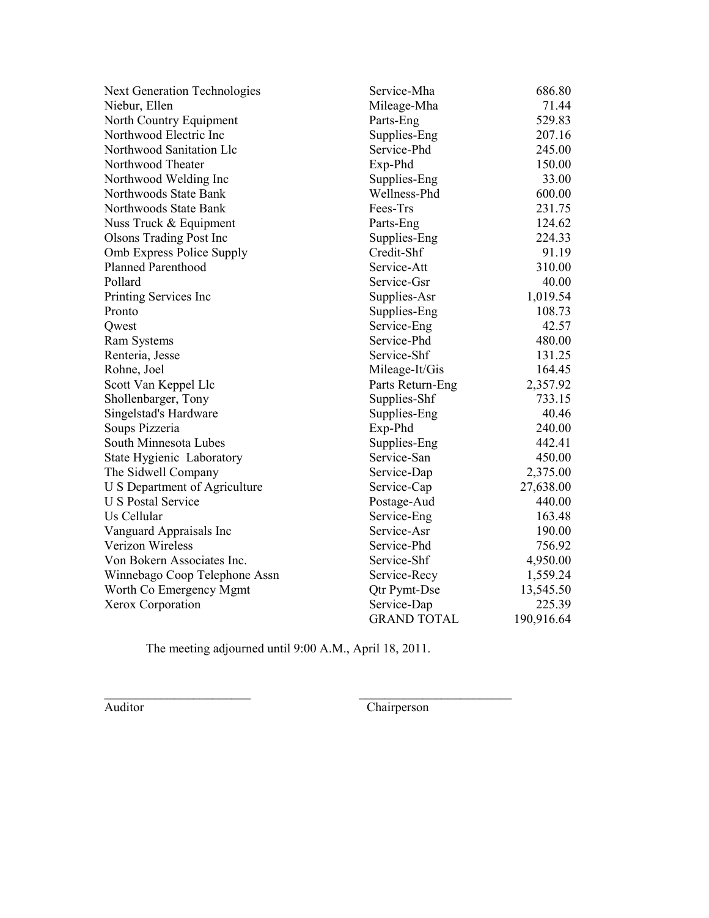| | | |
|---|---|---|
| Next Generation Technologies | Service-Mha | 686.80 |
| Niebur, Ellen | Mileage-Mha | 71.44 |
| North Country Equipment | Parts-Eng | 529.83 |
| Northwood Electric Inc | Supplies-Eng | 207.16 |
| Northwood Sanitation Llc | Service-Phd | 245.00 |
| Northwood Theater | Exp-Phd | 150.00 |
| Northwood Welding Inc | Supplies-Eng | 33.00 |
| Northwoods State Bank | Wellness-Phd | 600.00 |
| Northwoods State Bank | Fees-Trs | 231.75 |
| Nuss Truck & Equipment | Parts-Eng | 124.62 |
| Olsons Trading Post Inc | Supplies-Eng | 224.33 |
| Omb Express Police Supply | Credit-Shf | 91.19 |
| Planned Parenthood | Service-Att | 310.00 |
| Pollard | Service-Gsr | 40.00 |
| Printing Services Inc | Supplies-Asr | 1,019.54 |
| Pronto | Supplies-Eng | 108.73 |
| Qwest | Service-Eng | 42.57 |
| Ram Systems | Service-Phd | 480.00 |
| Renteria, Jesse | Service-Shf | 131.25 |
| Rohne, Joel | Mileage-It/Gis | 164.45 |
| Scott Van Keppel Llc | Parts Return-Eng | 2,357.92 |
| Shollenbarger, Tony | Supplies-Shf | 733.15 |
| Singelstad's Hardware | Supplies-Eng | 40.46 |
| Soups Pizzeria | Exp-Phd | 240.00 |
| South Minnesota Lubes | Supplies-Eng | 442.41 |
| State Hygienic Laboratory | Service-San | 450.00 |
| The Sidwell Company | Service-Dap | 2,375.00 |
| U S Department of Agriculture | Service-Cap | 27,638.00 |
| U S Postal Service | Postage-Aud | 440.00 |
| Us Cellular | Service-Eng | 163.48 |
| Vanguard Appraisals Inc | Service-Asr | 190.00 |
| Verizon Wireless | Service-Phd | 756.92 |
| Von Bokern Associates Inc. | Service-Shf | 4,950.00 |
| Winnebago Coop Telephone Assn | Service-Recy | 1,559.24 |
| Worth Co Emergency Mgmt | Qtr Pymt-Dse | 13,545.50 |
| Xerox Corporation | Service-Dap | 225.39 |
| | GRAND TOTAL | 190,916.64 |

The meeting adjourned until 9:00 A.M., April 18, 2011.

_______________________ _______________________

Auditor Chairperson